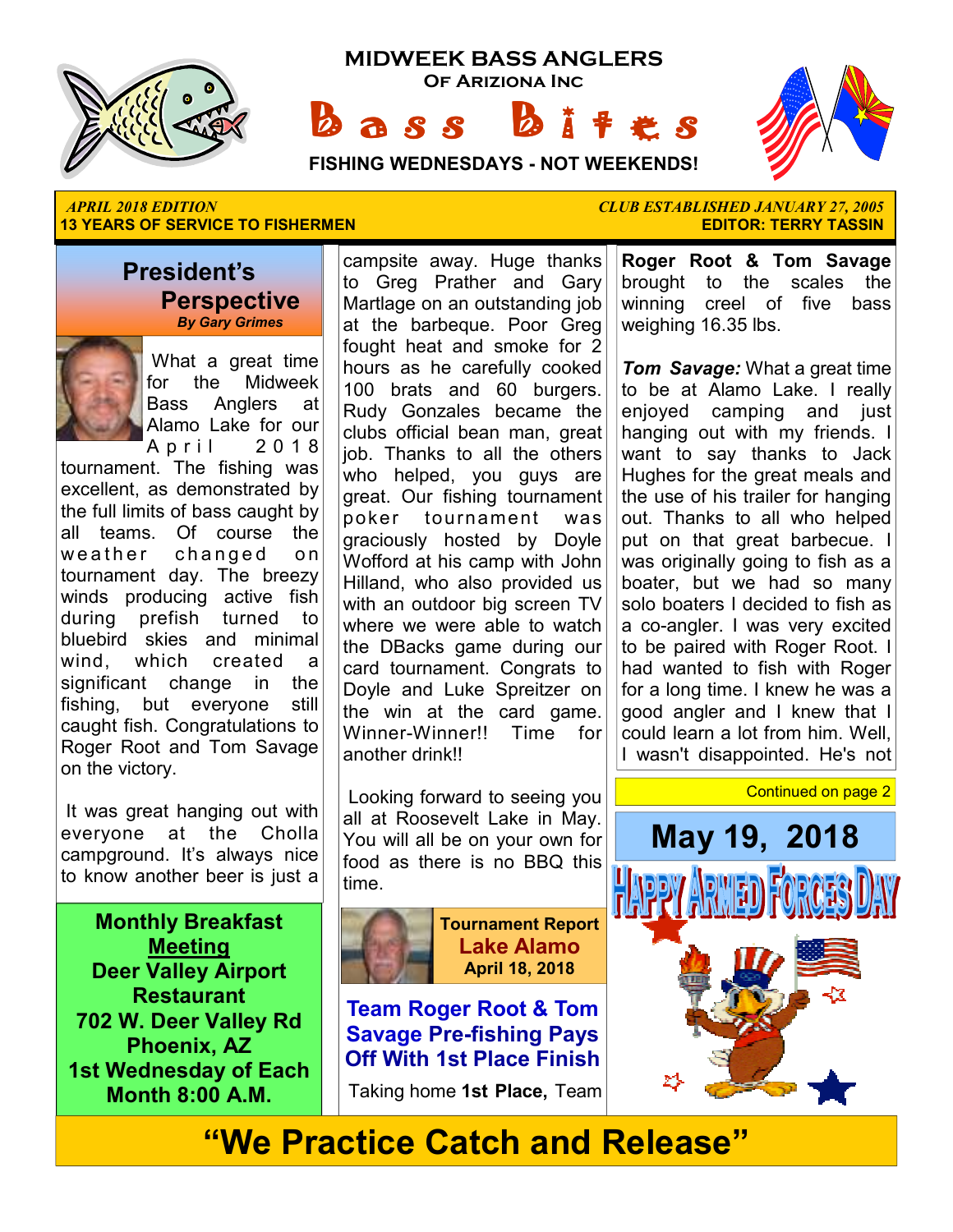# MIDWEEK BASS ANGLERS
## Of Ariziona Inc
# Bass Bites

**FISHING WEDNESDAYS - NOT WEEKENDS!**

*APRIL 2018 EDITION*
**13 YEARS OF SERVICE TO FISHERMEN**

*CLUB ESTABLISHED JANUARY 27, 2005*
**EDITOR: TERRY TASSIN**

## President's Perspective
***By Gary Grimes***

What a great time for the Midweek Bass Anglers at Alamo Lake for our April 2018 tournament. The fishing was excellent, as demonstrated by the full limits of bass caught by all teams. Of course the weather changed on tournament day. The breezy winds producing active fish during prefish turned to bluebird skies and minimal wind, which created a significant change in the fishing, but everyone still caught fish. Congratulations to Roger Root and Tom Savage on the victory.

It was great hanging out with everyone at the Cholla campground. It's always nice to know another beer is just a campsite away. Huge thanks to Greg Prather and Gary Martlage on an outstanding job at the barbeque. Poor Greg fought heat and smoke for 2 hours as he carefully cooked 100 brats and 60 burgers. Rudy Gonzales became the clubs official bean man, great job. Thanks to all the others who helped, you guys are great. Our fishing tournament poker tournament was graciously hosted by Doyle Wofford at his camp with John Hilland, who also provided us with an outdoor big screen TV where we were able to watch the DBacks game during our card tournament. Congrats to Doyle and Luke Spreitzer on the win at the card game. Winner-Winner!! Time for another drink!!

Looking forward to seeing you all at Roosevelt Lake in May. You will all be on your own for food as there is no BBQ this time.

**Monthly Breakfast Meeting**
**Deer Valley Airport Restaurant**
**702 W. Deer Valley Rd**
**Phoenix, AZ**
**1st Wednesday of Each Month 8:00 A.M.**

**Tournament Report**
**Lake Alamo**
**April 18, 2018**

## Team Roger Root & Tom Savage Pre-fishing Pays Off With 1st Place Finish

Taking home **1st Place,** Team **Roger Root & Tom Savage** brought to the scales the winning creel of five bass weighing 16.35 lbs.

***Tom Savage:*** What a great time to be at Alamo Lake. I really enjoyed camping and just hanging out with my friends. I want to say thanks to Jack Hughes for the great meals and the use of his trailer for hanging out. Thanks to all who helped put on that great barbecue. I was originally going to fish as a boater, but we had so many solo boaters I decided to fish as a co-angler. I was very excited to be paired with Roger Root. I had wanted to fish with Roger for a long time. I knew he was a good angler and I knew that I could learn a lot from him. Well, I wasn't disappointed. He's not

Continued on page 2

**May 19, 2018**

HAPPY ARMED FORCES DAY

**"We Practice Catch and Release"**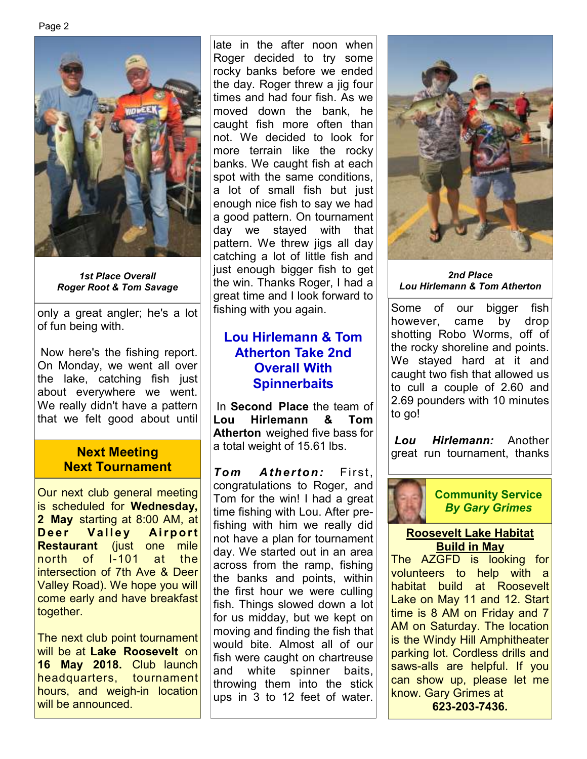*1st Place Overall*
*Roger Root & Tom Savage*

only a great angler; he's a lot of fun being with.

Now here's the fishing report. On Monday, we went all over the lake, catching fish just about everywhere we went. We really didn't have a pattern that we felt good about until late in the after noon when Roger decided to try some rocky banks before we ended the day. Roger threw a jig four times and had four fish. As we moved down the bank, he caught fish more often than not. We decided to look for more terrain like the rocky banks. We caught fish at each spot with the same conditions, a lot of small fish but just enough nice fish to say we had a good pattern. On tournament day we stayed with that pattern. We threw jigs all day catching a lot of little fish and just enough bigger fish to get the win. Thanks Roger, I had a great time and I look forward to fishing with you again.

## Next Meeting Next Tournament

Our next club general meeting is scheduled for **Wednesday, 2 May** starting at 8:00 AM, at **Deer Valley Airport Restaurant** (just one mile north of I-101 at the intersection of 7th Ave & Deer Valley Road). We hope you will come early and have breakfast together.

The next club point tournament will be at **Lake Roosevelt** on **16 May 2018.** Club launch headquarters, tournament hours, and weigh-in location will be announced.

## Lou Hirlemann & Tom Atherton Take 2nd Overall With Spinnerbaits

In **Second Place** the team of **Lou Hirlemann & Tom Atherton** weighed five bass for a total weight of 15.61 lbs.

***Tom Atherton:*** First, congratulations to Roger, and Tom for the win! I had a great time fishing with Lou. After pre-fishing with him we really did not have a plan for tournament day. We started out in an area across from the ramp, fishing the banks and points, within the first hour we were culling fish. Things slowed down a lot for us midday, but we kept on moving and finding the fish that would bite. Almost all of our fish were caught on chartreuse and white spinner baits, throwing them into the stick ups in 3 to 12 feet of water.

*2nd Place*
*Lou Hirlemann & Tom Atherton*

Some of our bigger fish however, came by drop shotting Robo Worms, off of the rocky shoreline and points. We stayed hard at it and caught two fish that allowed us to cull a couple of 2.60 and 2.69 pounders with 10 minutes to go!

***Lou Hirlemann:*** Another great run tournament, thanks

## Community Service
### *By Gary Grimes*

**Roosevelt Lake Habitat Build in May**

The AZGFD is looking for volunteers to help with a habitat build at Roosevelt Lake on May 11 and 12. Start time is 8 AM on Friday and 7 AM on Saturday. The location is the Windy Hill Amphitheater parking lot. Cordless drills and saws-alls are helpful. If you can show up, please let me know. Gary Grimes at **623-203-7436.**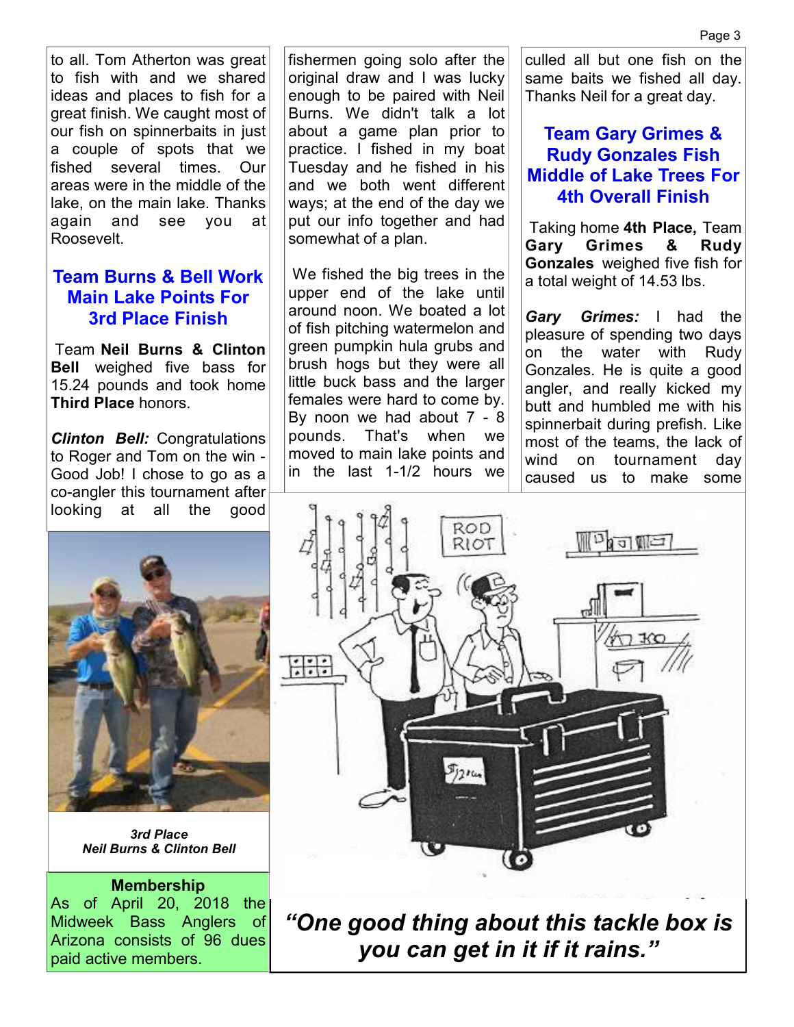to all. Tom Atherton was great to fish with and we shared ideas and places to fish for a great finish. We caught most of our fish on spinnerbaits in just a couple of spots that we fished several times. Our areas were in the middle of the lake, on the main lake. Thanks again and see you at Roosevelt.

## Team Burns & Bell Work Main Lake Points For 3rd Place Finish

Team **Neil Burns & Clinton Bell** weighed five bass for 15.24 pounds and took home **Third Place** honors.

***Clinton Bell:*** Congratulations to Roger and Tom on the win - Good Job! I chose to go as a co-angler this tournament after looking at all the good fishermen going solo after the original draw and I was lucky enough to be paired with Neil Burns. We didn't talk a lot about a game plan prior to practice. I fished in my boat Tuesday and he fished in his and we both went different ways; at the end of the day we put our info together and had somewhat of a plan.

We fished the big trees in the upper end of the lake until around noon. We boated a lot of fish pitching watermelon and green pumpkin hula grubs and brush hogs but they were all little buck bass and the larger females were hard to come by. By noon we had about 7 - 8 pounds. That's when we moved to main lake points and in the last 1-1/2 hours we culled all but one fish on the same baits we fished all day. Thanks Neil for a great day.

*3rd Place*
*Neil Burns & Clinton Bell*

## Team Gary Grimes & Rudy Gonzales Fish Middle of Lake Trees For 4th Overall Finish

Taking home **4th Place,** Team **Gary Grimes & Rudy Gonzales** weighed five fish for a total weight of 14.53 lbs.

***Gary Grimes:*** I had the pleasure of spending two days on the water with Rudy Gonzales. He is quite a good angler, and really kicked my butt and humbled me with his spinnerbait during prefish. Like most of the teams, the lack of wind on tournament day caused us to make some

**Membership**

As of April 20, 2018 the Midweek Bass Anglers of Arizona consists of 96 dues paid active members.

***"One good thing about this tackle box is you can get in it if it rains."***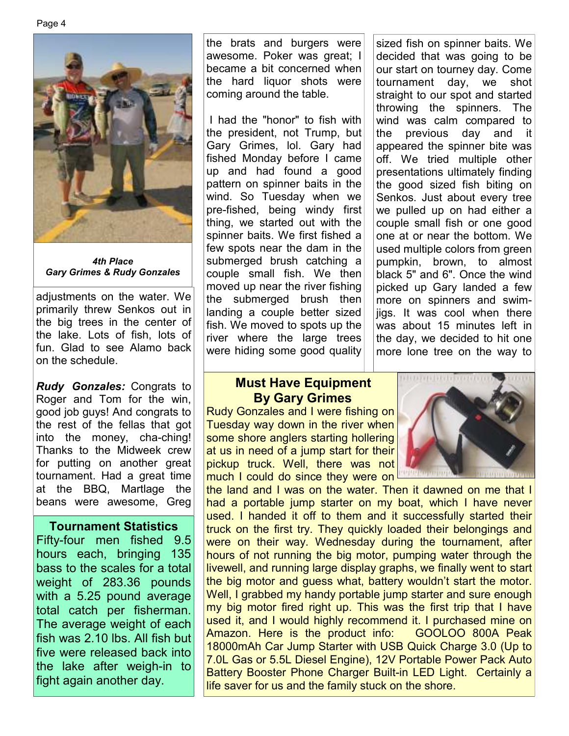***4th Place***
***Gary Grimes & Rudy Gonzales***

adjustments on the water. We primarily threw Senkos out in the big trees in the center of the lake. Lots of fish, lots of fun. Glad to see Alamo back on the schedule.

***Rudy Gonzales:*** Congrats to Roger and Tom for the win, good job guys! And congrats to the rest of the fellas that got into the money, cha-ching! Thanks to the Midweek crew for putting on another great tournament. Had a great time at the BBQ, Martlage the beans were awesome, Greg the brats and burgers were awesome. Poker was great; I became a bit concerned when the hard liquor shots were coming around the table.

I had the "honor" to fish with the president, not Trump, but Gary Grimes, lol. Gary had fished Monday before I came up and had found a good pattern on spinner baits in the wind. So Tuesday when we pre-fished, being windy first thing, we started out with the spinner baits. We first fished a few spots near the dam in the submerged brush catching a couple small fish. We then moved up near the river fishing the submerged brush then landing a couple better sized fish. We moved to spots up the river where the large trees were hiding some good quality sized fish on spinner baits. We decided that was going to be our start on tourney day. Come tournament day, we shot straight to our spot and started throwing the spinners. The wind was calm compared to the previous day and it appeared the spinner bite was off. We tried multiple other presentations ultimately finding the good sized fish biting on Senkos. Just about every tree we pulled up on had either a couple small fish or one good one at or near the bottom. We used multiple colors from green pumpkin, brown, to almost black 5" and 6". Once the wind picked up Gary landed a few more on spinners and swim-jigs. It was cool when there was about 15 minutes left in the day, we decided to hit one more lone tree on the way to

## Tournament Statistics

Fifty-four men fished 9.5 hours each, bringing 135 bass to the scales for a total weight of 283.36 pounds with a 5.25 pound average total catch per fisherman. The average weight of each fish was 2.10 lbs. All fish but five were released back into the lake after weigh-in to fight again another day.

## Must Have Equipment
## By Gary Grimes

Rudy Gonzales and I were fishing on Tuesday way down in the river when some shore anglers starting hollering at us in need of a jump start for their pickup truck. Well, there was not much I could do since they were on the land and I was on the water. Then it dawned on me that I had a portable jump starter on my boat, which I have never used. I handed it off to them and it successfully started their truck on the first try. They quickly loaded their belongings and were on their way. Wednesday during the tournament, after hours of not running the big motor, pumping water through the livewell, and running large display graphs, we finally went to start the big motor and guess what, battery wouldn't start the motor. Well, I grabbed my handy portable jump starter and sure enough my big motor fired right up. This was the first trip that I have used it, and I would highly recommend it. I purchased mine on Amazon. Here is the product info: GOOLOO 800A Peak 18000mAh Car Jump Starter with USB Quick Charge 3.0 (Up to 7.0L Gas or 5.5L Diesel Engine), 12V Portable Power Pack Auto Battery Booster Phone Charger Built-in LED Light. Certainly a life saver for us and the family stuck on the shore.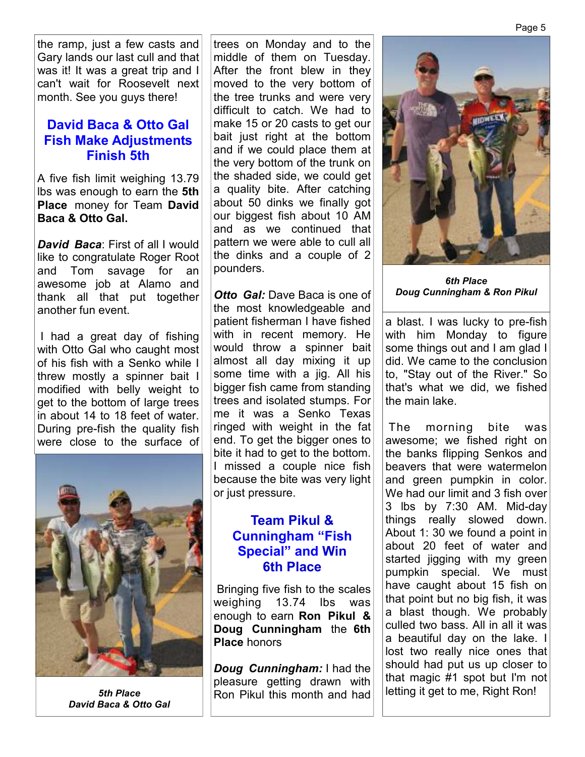the ramp, just a few casts and Gary lands our last cull and that was it! It was a great trip and I can't wait for Roosevelt next month. See you guys there!

## David Baca & Otto Gal Fish Make Adjustments Finish 5th

A five fish limit weighing 13.79 lbs was enough to earn the **5th Place** money for Team **David Baca & Otto Gal.**

***David Baca***: First of all I would like to congratulate Roger Root and Tom savage for an awesome job at Alamo and thank all that put together another fun event.

I had a great day of fishing with Otto Gal who caught most of his fish with a Senko while I threw mostly a spinner bait I modified with belly weight to get to the bottom of large trees in about 14 to 18 feet of water. During pre-fish the quality fish were close to the surface of trees on Monday and to the middle of them on Tuesday. After the front blew in they moved to the very bottom of the tree trunks and were very difficult to catch. We had to make 15 or 20 casts to get our bait just right at the bottom and if we could place them at the very bottom of the trunk on the shaded side, we could get a quality bite. After catching about 50 dinks we finally got our biggest fish about 10 AM and as we continued that pattern we were able to cull all the dinks and a couple of 2 pounders.

*5th Place*
*David Baca & Otto Gal*

***Otto Gal:*** Dave Baca is one of the most knowledgeable and patient fisherman I have fished with in recent memory. He would throw a spinner bait almost all day mixing it up some time with a jig. All his bigger fish came from standing trees and isolated stumps. For me it was a Senko Texas ringed with weight in the fat end. To get the bigger ones to bite it had to get to the bottom. I missed a couple nice fish because the bite was very light or just pressure.

## Team Pikul & Cunningham "Fish Special" and Win 6th Place

Bringing five fish to the scales weighing 13.74 lbs was enough to earn **Ron Pikul & Doug Cunningham** the **6th Place** honors

***Doug Cunningham:*** I had the pleasure getting drawn with Ron Pikul this month and had a blast. I was lucky to pre-fish with him Monday to figure some things out and I am glad I did. We came to the conclusion to, "Stay out of the River." So that's what we did, we fished the main lake.

*6th Place*
*Doug Cunningham & Ron Pikul*

The morning bite was awesome; we fished right on the banks flipping Senkos and beavers that were watermelon and green pumpkin in color. We had our limit and 3 fish over 3 lbs by 7:30 AM. Mid-day things really slowed down. About 1: 30 we found a point in about 20 feet of water and started jigging with my green pumpkin special. We must have caught about 15 fish on that point but no big fish, it was a blast though. We probably culled two bass. All in all it was a beautiful day on the lake. I lost two really nice ones that should had put us up closer to that magic #1 spot but I'm not letting it get to me, Right Ron!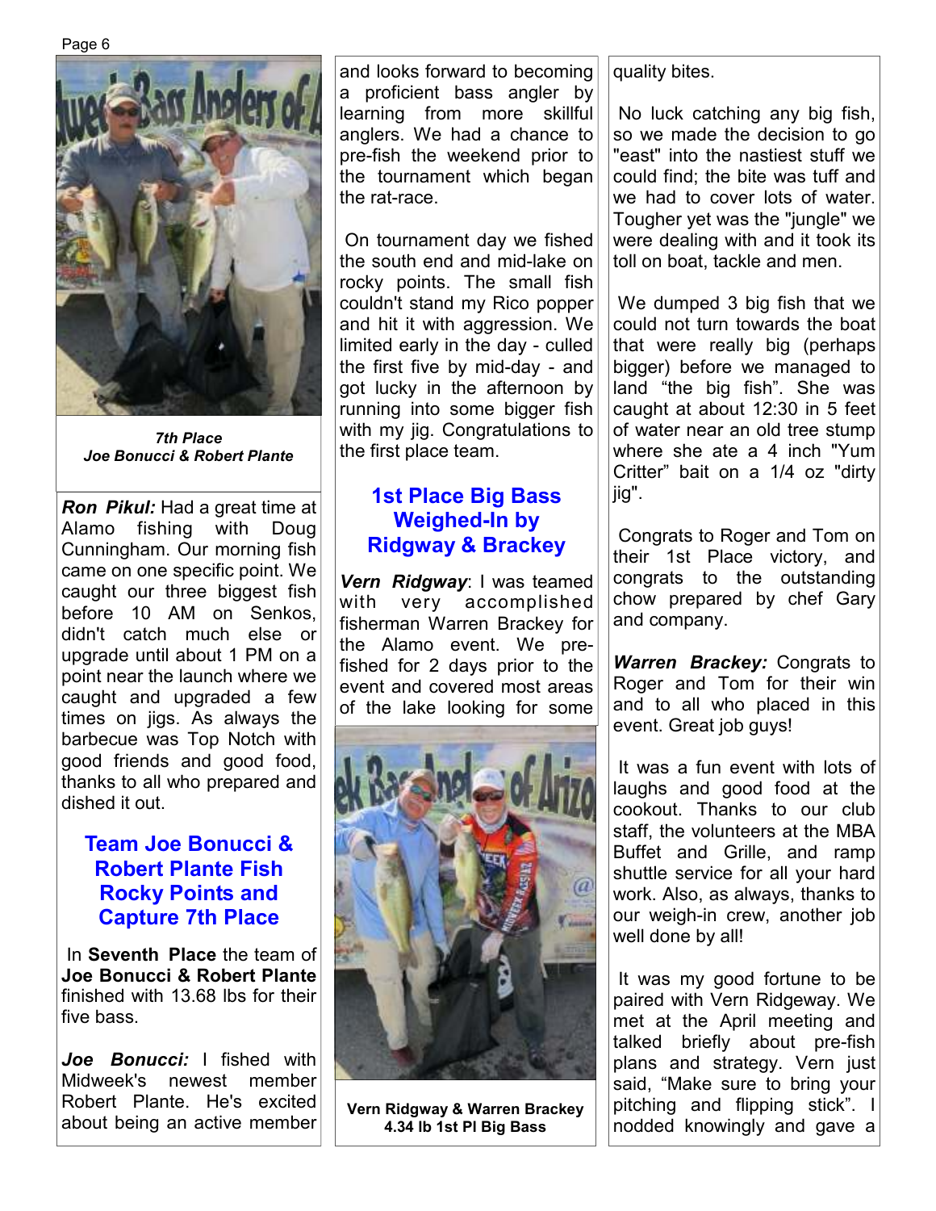*7th Place*
*Joe Bonucci & Robert Plante*

***Ron Pikul:*** Had a great time at Alamo fishing with Doug Cunningham. Our morning fish came on one specific point. We caught our three biggest fish before 10 AM on Senkos, didn't catch much else or upgrade until about 1 PM on a point near the launch where we caught and upgraded a few times on jigs. As always the barbecue was Top Notch with good friends and good food, thanks to all who prepared and dished it out.

## Team Joe Bonucci & Robert Plante Fish Rocky Points and Capture 7th Place

In **Seventh Place** the team of **Joe Bonucci & Robert Plante** finished with 13.68 lbs for their five bass.

***Joe Bonucci:*** I fished with Midweek's newest member Robert Plante. He's excited about being an active member and looks forward to becoming a proficient bass angler by learning from more skillful anglers. We had a chance to pre-fish the weekend prior to the tournament which began the rat-race.

On tournament day we fished the south end and mid-lake on rocky points. The small fish couldn't stand my Rico popper and hit it with aggression. We limited early in the day - culled the first five by mid-day - and got lucky in the afternoon by running into some bigger fish with my jig. Congratulations to the first place team.

## 1st Place Big Bass Weighed-In by Ridgway & Brackey

***Vern Ridgway***: I was teamed with very accomplished fisherman Warren Brackey for the Alamo event. We pre-fished for 2 days prior to the event and covered most areas of the lake looking for some quality bites.

**Vern Ridgway & Warren Brackey**
**4.34 lb 1st Pl Big Bass**

No luck catching any big fish, so we made the decision to go "east" into the nastiest stuff we could find; the bite was tuff and we had to cover lots of water. Tougher yet was the "jungle" we were dealing with and it took its toll on boat, tackle and men.

We dumped 3 big fish that we could not turn towards the boat that were really big (perhaps bigger) before we managed to land “the big fish”. She was caught at about 12:30 in 5 feet of water near an old tree stump where she ate a 4 inch "Yum Critter” bait on a 1/4 oz "dirty jig".

Congrats to Roger and Tom on their 1st Place victory, and congrats to the outstanding chow prepared by chef Gary and company.

***Warren Brackey:*** Congrats to Roger and Tom for their win and to all who placed in this event. Great job guys!

It was a fun event with lots of laughs and good food at the cookout. Thanks to our club staff, the volunteers at the MBA Buffet and Grille, and ramp shuttle service for all your hard work. Also, as always, thanks to our weigh-in crew, another job well done by all!

It was my good fortune to be paired with Vern Ridgeway. We met at the April meeting and talked briefly about pre-fish plans and strategy. Vern just said, “Make sure to bring your pitching and flipping stick”. I nodded knowingly and gave a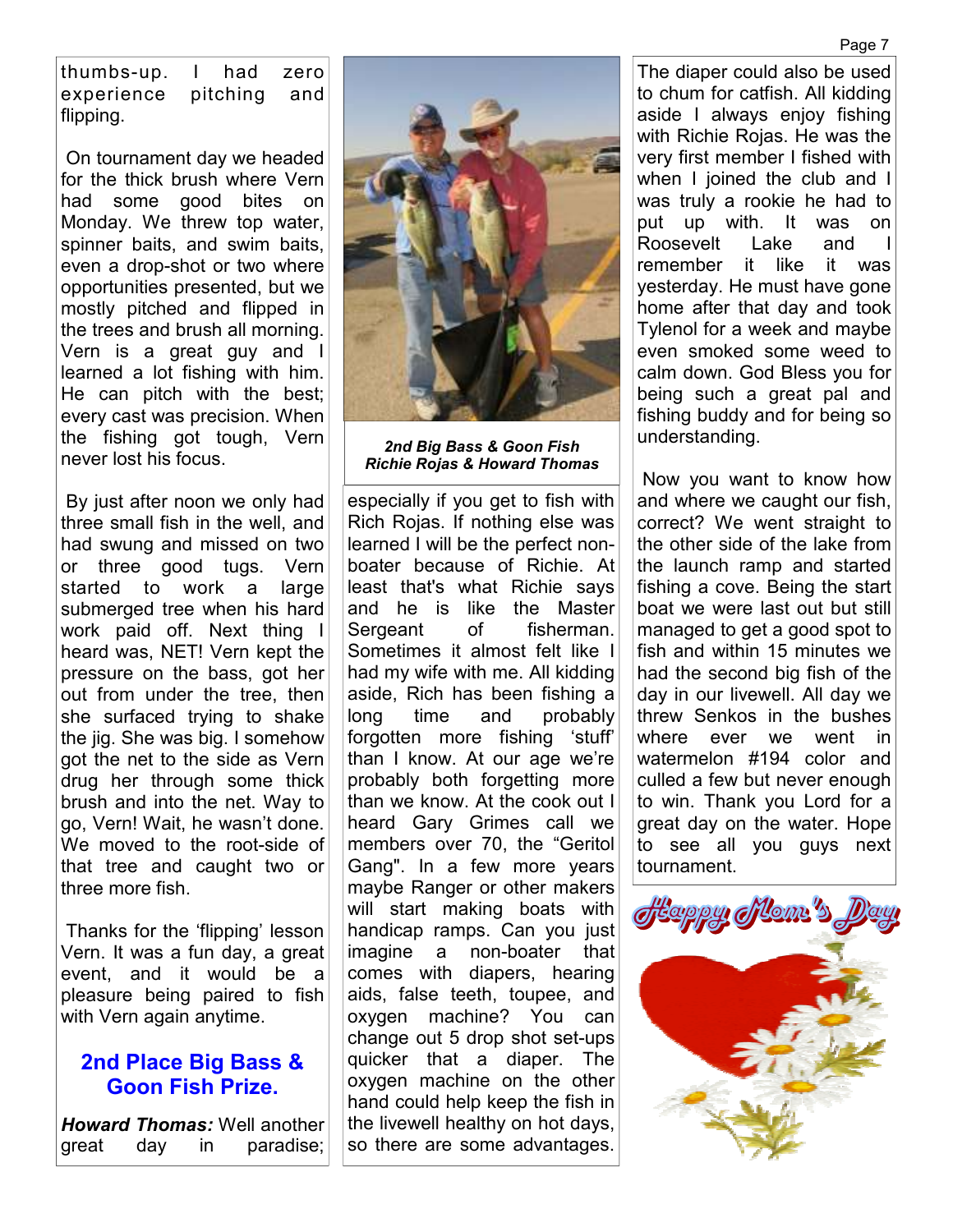thumbs-up. I had zero experience pitching and flipping.

On tournament day we headed for the thick brush where Vern had some good bites on Monday. We threw top water, spinner baits, and swim baits, even a drop-shot or two where opportunities presented, but we mostly pitched and flipped in the trees and brush all morning. Vern is a great guy and I learned a lot fishing with him. He can pitch with the best; every cast was precision. When the fishing got tough, Vern never lost his focus.

By just after noon we only had three small fish in the well, and had swung and missed on two or three good tugs. Vern started to work a large submerged tree when his hard work paid off. Next thing I heard was, NET! Vern kept the pressure on the bass, got her out from under the tree, then she surfaced trying to shake the jig. She was big. I somehow got the net to the side as Vern drug her through some thick brush and into the net. Way to go, Vern! Wait, he wasn't done. We moved to the root-side of that tree and caught two or three more fish.

Thanks for the 'flipping' lesson Vern. It was a fun day, a great event, and it would be a pleasure being paired to fish with Vern again anytime.

## 2nd Place Big Bass & Goon Fish Prize.

***Howard Thomas:*** Well another great day in paradise; especially if you get to fish with Rich Rojas. If nothing else was learned I will be the perfect non-boater because of Richie. At least that's what Richie says and he is like the Master Sergeant of fisherman. Sometimes it almost felt like I had my wife with me. All kidding aside, Rich has been fishing a long time and probably forgotten more fishing 'stuff' than I know. At our age we're probably both forgetting more than we know. At the cook out I heard Gary Grimes call we members over 70, the "Geritol Gang". In a few more years maybe Ranger or other makers will start making boats with handicap ramps. Can you just imagine a non-boater that comes with diapers, hearing aids, false teeth, toupee, and oxygen machine? You can change out 5 drop shot set-ups quicker that a diaper. The oxygen machine on the other hand could help keep the fish in the livewell healthy on hot days, so there are some advantages.

***2nd Big Bass & Goon Fish***
***Richie Rojas & Howard Thomas***

The diaper could also be used to chum for catfish. All kidding aside I always enjoy fishing with Richie Rojas. He was the very first member I fished with when I joined the club and I was truly a rookie he had to put up with. It was on Roosevelt Lake and I remember it like it was yesterday. He must have gone home after that day and took Tylenol for a week and maybe even smoked some weed to calm down. God Bless you for being such a great pal and fishing buddy and for being so understanding.

Now you want to know how and where we caught our fish, correct? We went straight to the other side of the lake from the launch ramp and started fishing a cove. Being the start boat we were last out but still managed to get a good spot to fish and within 15 minutes we had the second big fish of the day in our livewell. All day we threw Senkos in the bushes where ever we went in watermelon #194 color and culled a few but never enough to win. Thank you Lord for a great day on the water. Hope to see all you guys next tournament.

Happy Mom's Day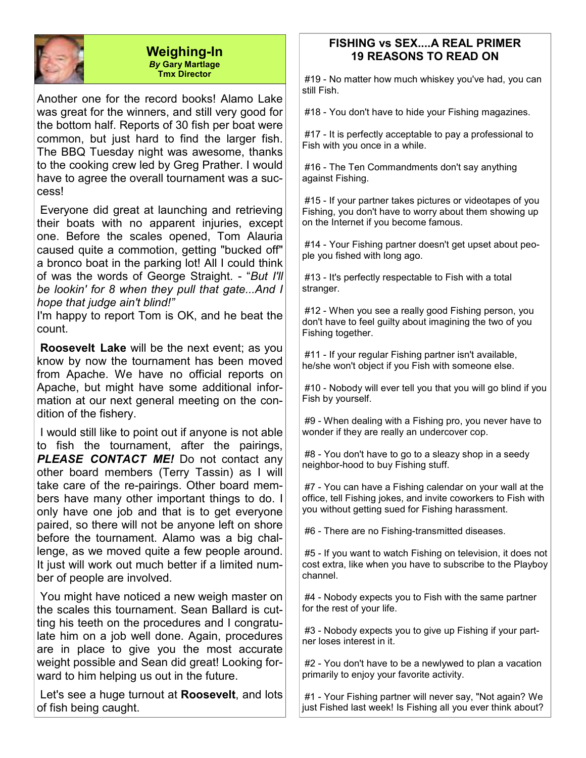## Weighing-In

***By* Gary Martlage**
**Tmx Director**

Another one for the record books! Alamo Lake was great for the winners, and still very good for the bottom half. Reports of 30 fish per boat were common, but just hard to find the larger fish. The BBQ Tuesday night was awesome, thanks to the cooking crew led by Greg Prather. I would have to agree the overall tournament was a success!

Everyone did great at launching and retrieving their boats with no apparent injuries, except one. Before the scales opened, Tom Alauria caused quite a commotion, getting "bucked off" a bronco boat in the parking lot! All I could think of was the words of George Straight. - "*But I'll be lookin' for 8 when they pull that gate...And I hope that judge ain't blind!*"

I'm happy to report Tom is OK, and he beat the count.

**Roosevelt Lake** will be the next event; as you know by now the tournament has been moved from Apache. We have no official reports on Apache, but might have some additional information at our next general meeting on the condition of the fishery.

I would still like to point out if anyone is not able to fish the tournament, after the pairings, ***PLEASE CONTACT ME!*** Do not contact any other board members (Terry Tassin) as I will take care of the re-pairings. Other board members have many other important things to do. I only have one job and that is to get everyone paired, so there will not be anyone left on shore before the tournament. Alamo was a big challenge, as we moved quite a few people around. It just will work out much better if a limited number of people are involved.

You might have noticed a new weigh master on the scales this tournament. Sean Ballard is cutting his teeth on the procedures and I congratulate him on a job well done. Again, procedures are in place to give you the most accurate weight possible and Sean did great! Looking forward to him helping us out in the future.

Let's see a huge turnout at **Roosevelt**, and lots of fish being caught.

## FISHING vs SEX....A REAL PRIMER
## 19 REASONS TO READ ON

#19 - No matter how much whiskey you've had, you can still Fish.

#18 - You don't have to hide your Fishing magazines.

#17 - It is perfectly acceptable to pay a professional to Fish with you once in a while.

#16 - The Ten Commandments don't say anything against Fishing.

#15 - If your partner takes pictures or videotapes of you Fishing, you don't have to worry about them showing up on the Internet if you become famous.

#14 - Your Fishing partner doesn't get upset about people you fished with long ago.

#13 - It's perfectly respectable to Fish with a total stranger.

#12 - When you see a really good Fishing person, you don't have to feel guilty about imagining the two of you Fishing together.

#11 - If your regular Fishing partner isn't available, he/she won't object if you Fish with someone else.

#10 - Nobody will ever tell you that you will go blind if you Fish by yourself.

#9 - When dealing with a Fishing pro, you never have to wonder if they are really an undercover cop.

#8 - You don't have to go to a sleazy shop in a seedy neighbor-hood to buy Fishing stuff.

#7 - You can have a Fishing calendar on your wall at the office, tell Fishing jokes, and invite coworkers to Fish with you without getting sued for Fishing harassment.

#6 - There are no Fishing-transmitted diseases.

#5 - If you want to watch Fishing on television, it does not cost extra, like when you have to subscribe to the Playboy channel.

#4 - Nobody expects you to Fish with the same partner for the rest of your life.

#3 - Nobody expects you to give up Fishing if your partner loses interest in it.

#2 - You don't have to be a newlywed to plan a vacation primarily to enjoy your favorite activity.

#1 - Your Fishing partner will never say, "Not again? We just Fished last week! Is Fishing all you ever think about?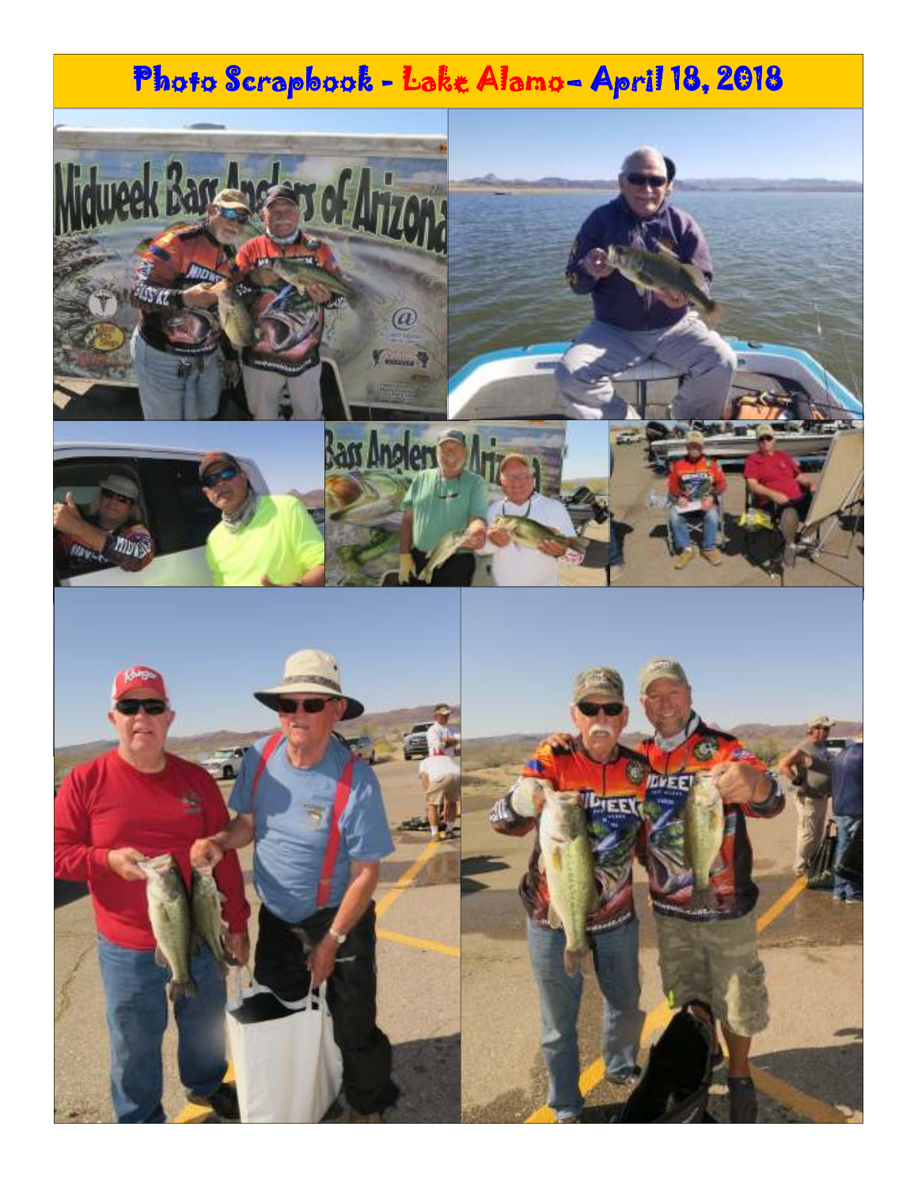# Photo Scrapbook - Lake Alamo- April 18, 2018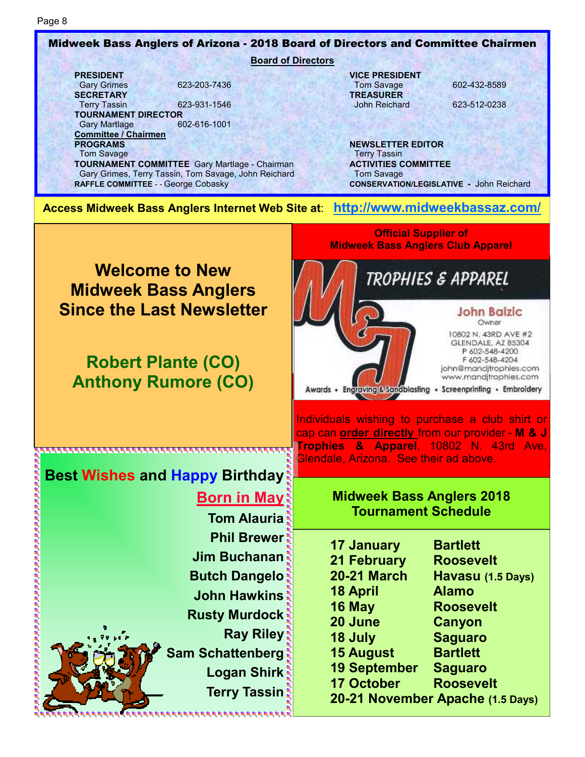## Midweek Bass Anglers of Arizona - 2018 Board of Directors and Committee Chairmen

**Board of Directors**

**PRESIDENT**
Gary Grimes 623-203-7436

**SECRETARY**
Terry Tassin 623-931-1546

**TOURNAMENT DIRECTOR**
Gary Martlage 602-616-1001

**VICE PRESIDENT**
Tom Savage 602-432-8589

**TREASURER**
John Reichard 623-512-0238

**Committee / Chairmen**

**PROGRAMS**
Tom Savage

**TOURNAMENT COMMITTEE** Gary Martlage - Chairman
Gary Grimes, Terry Tassin, Tom Savage, John Reichard

**RAFFLE COMMITTEE** - - George Cobasky

**NEWSLETTER EDITOR**
Terry Tassin

**ACTIVITIES COMMITTEE**
Tom Savage

**CONSERVATION/LEGISLATIVE** - John Reichard

**Access Midweek Bass Anglers Internet Web Site at**: http://www.midweekbassaz.com/

## Welcome to New Midweek Bass Anglers Since the Last Newsletter

**Robert Plante (CO)**
**Anthony Rumore (CO)**

## Best Wishes and Happy Birthday

**Born in May**

- Tom Alauria
- Phil Brewer
- Jim Buchanan
- Butch Dangelo
- John Hawkins
- Rusty Murdock
- Ray Riley
- Sam Schattenberg
- Logan Shirk
- Terry Tassin

**Official Supplier of Midweek Bass Anglers Club Apparel**

M&J TROPHIES & APPAREL
John Balzic
Owner
10802 N. 43RD AVE #2
GLENDALE, AZ 85304
P 602-548-4200
F 602-548-4204
john@mandjtrophies.com
www.mandjtrophies.com
Awards • Engraving & Sandblasting • Screenprinting • Embroidery

Individuals wishing to purchase a club shirt or cap can **order directly** from our provider - **M & J Trophies & Apparel**, 10802 N. 43rd Ave, Glendale, Arizona. See their ad above.

## Midweek Bass Anglers 2018 Tournament Schedule

| | |
|---|---|
| 17 January | Bartlett |
| 21 February | Roosevelt |
| 20-21 March | Havasu (1.5 Days) |
| 18 April | Alamo |
| 16 May | Roosevelt |
| 20 June | Canyon |
| 18 July | Saguaro |
| 15 August | Bartlett |
| 19 September | Saguaro |
| 17 October | Roosevelt |
| 20-21 November | Apache (1.5 Days) |